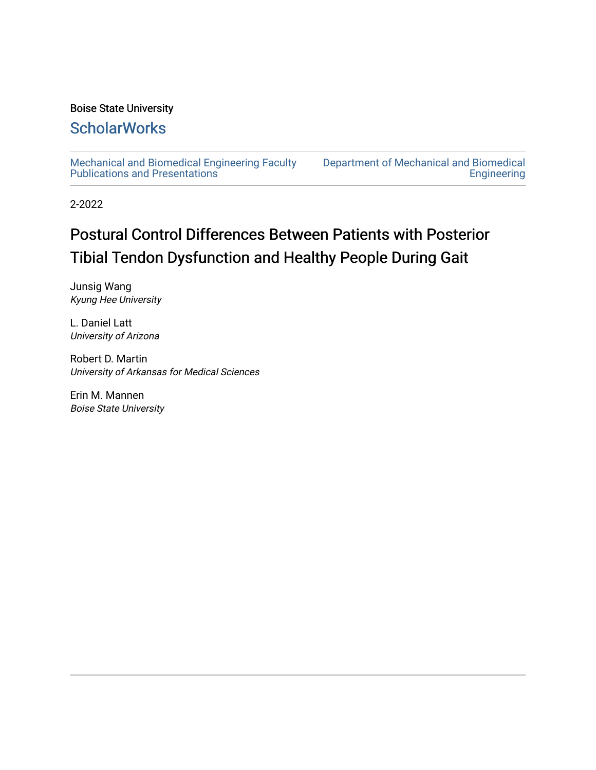Boise State University

## ScholarWorks

Mechanical and Biomedical Engineering Faculty Publications and Presentations

Department of Mechanical and Biomedical Engineering

2-2022

# Postural Control Differences Between Patients with Posterior Tibial Tendon Dysfunction and Healthy People During Gait

Junsig Wang
*Kyung Hee University*

L. Daniel Latt
*University of Arizona*

Robert D. Martin
*University of Arkansas for Medical Sciences*

Erin M. Mannen
*Boise State University*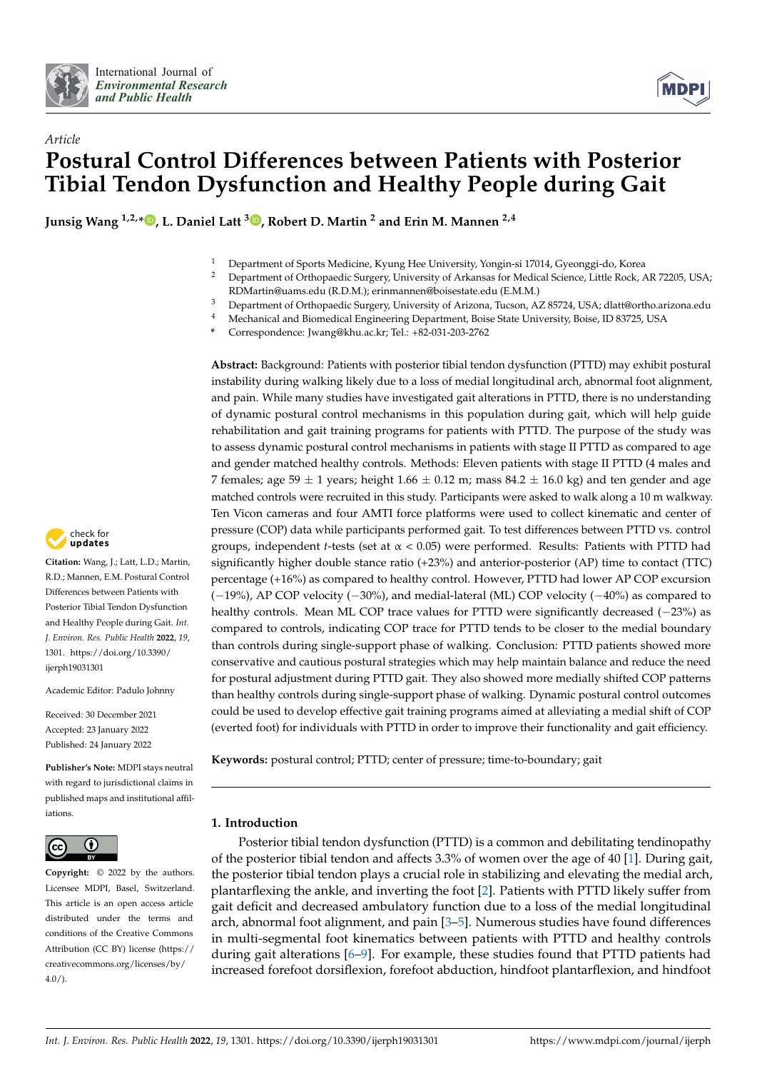# Postural Control Differences between Patients with Posterior Tibial Tendon Dysfunction and Healthy People during Gait

**Junsig Wang [1,2,*], L. Daniel Latt [3], Robert D. Martin [2] and Erin M. Mannen [2,4]**

[1] Department of Sports Medicine, Kyung Hee University, Yongin-si 17014, Gyeonggi-do, Korea
[2] Department of Orthopaedic Surgery, University of Arkansas for Medical Science, Little Rock, AR 72205, USA; RDMartin@uams.edu (R.D.M.); erinmannen@boisestate.edu (E.M.M.)
[3] Department of Orthopaedic Surgery, University of Arizona, Tucson, AZ 85724, USA; dlatt@ortho.arizona.edu
[4] Mechanical and Biomedical Engineering Department, Boise State University, Boise, ID 83725, USA
* Correspondence: Jwang@khu.ac.kr; Tel.: +82-031-203-2762

**Abstract:** Background: Patients with posterior tibial tendon dysfunction (PTTD) may exhibit postural instability during walking likely due to a loss of medial longitudinal arch, abnormal foot alignment, and pain. While many studies have investigated gait alterations in PTTD, there is no understanding of dynamic postural control mechanisms in this population during gait, which will help guide rehabilitation and gait training programs for patients with PTTD. The purpose of the study was to assess dynamic postural control mechanisms in patients with stage II PTTD as compared to age and gender matched healthy controls. Methods: Eleven patients with stage II PTTD (4 males and 7 females; age 59 ± 1 years; height 1.66 ± 0.12 m; mass 84.2 ± 16.0 kg) and ten gender and age matched controls were recruited in this study. Participants were asked to walk along a 10 m walkway. Ten Vicon cameras and four AMTI force platforms were used to collect kinematic and center of pressure (COP) data while participants performed gait. To test differences between PTTD vs. control groups, independent *t*-tests (set at $\alpha < 0.05$) were performed. Results: Patients with PTTD had significantly higher double stance ratio (+23%) and anterior-posterior (AP) time to contact (TTC) percentage (+16%) as compared to healthy control. However, PTTD had lower AP COP excursion (−19%), AP COP velocity (−30%), and medial-lateral (ML) COP velocity (−40%) as compared to healthy controls. Mean ML COP trace values for PTTD were significantly decreased (−23%) as compared to controls, indicating COP trace for PTTD tends to be closer to the medial boundary than controls during single-support phase of walking. Conclusion: PTTD patients showed more conservative and cautious postural strategies which may help maintain balance and reduce the need for postural adjustment during PTTD gait. They also showed more medially shifted COP patterns than healthy controls during single-support phase of walking. Dynamic postural control outcomes could be used to develop effective gait training programs aimed at alleviating a medial shift of COP (everted foot) for individuals with PTTD in order to improve their functionality and gait efficiency.

**Keywords:** postural control; PTTD; center of pressure; time-to-boundary; gait

**Citation:** Wang, J.; Latt, L.D.; Martin, R.D.; Mannen, E.M. Postural Control Differences between Patients with Posterior Tibial Tendon Dysfunction and Healthy People during Gait. *Int. J. Environ. Res. Public Health* **2022**, *19*, 1301. https://doi.org/10.3390/ijerph19031301

Academic Editor: Padulo Johnny

Received: 30 December 2021
Accepted: 23 January 2022
Published: 24 January 2022

**Publisher's Note:** MDPI stays neutral with regard to jurisdictional claims in published maps and institutional affiliations.

**Copyright:** © 2022 by the authors. Licensee MDPI, Basel, Switzerland. This article is an open access article distributed under the terms and conditions of the Creative Commons Attribution (CC BY) license (https://creativecommons.org/licenses/by/4.0/).

## 1. Introduction

Posterior tibial tendon dysfunction (PTTD) is a common and debilitating tendinopathy of the posterior tibial tendon and affects 3.3% of women over the age of 40 [1]. During gait, the posterior tibial tendon plays a crucial role in stabilizing and elevating the medial arch, plantarflexing the ankle, and inverting the foot [2]. Patients with PTTD likely suffer from gait deficit and decreased ambulatory function due to a loss of the medial longitudinal arch, abnormal foot alignment, and pain [3–5]. Numerous studies have found differences in multi-segmental foot kinematics between patients with PTTD and healthy controls during gait alterations [6–9]. For example, these studies found that PTTD patients had increased forefoot dorsiflexion, forefoot abduction, hindfoot plantarflexion, and hindfoot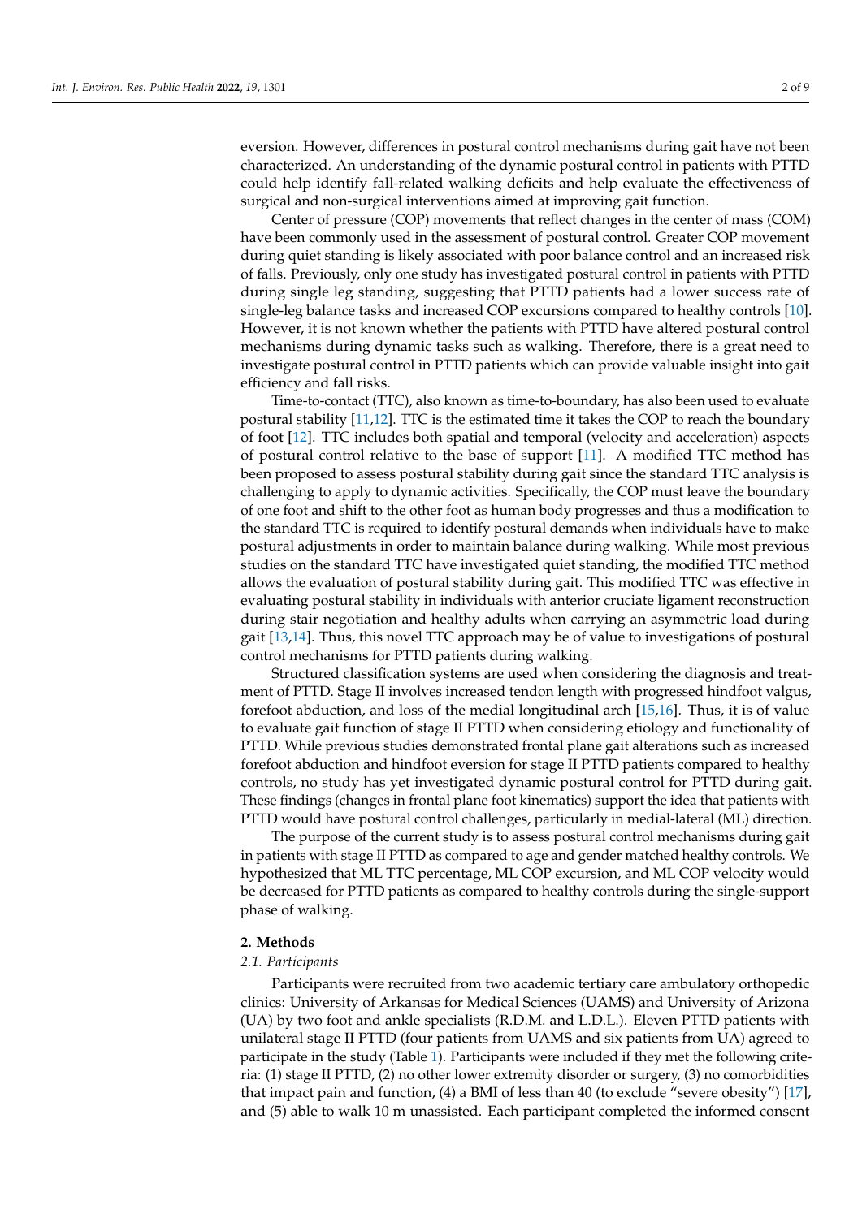eversion. However, differences in postural control mechanisms during gait have not been characterized. An understanding of the dynamic postural control in patients with PTTD could help identify fall-related walking deficits and help evaluate the effectiveness of surgical and non-surgical interventions aimed at improving gait function.

Center of pressure (COP) movements that reflect changes in the center of mass (COM) have been commonly used in the assessment of postural control. Greater COP movement during quiet standing is likely associated with poor balance control and an increased risk of falls. Previously, only one study has investigated postural control in patients with PTTD during single leg standing, suggesting that PTTD patients had a lower success rate of single-leg balance tasks and increased COP excursions compared to healthy controls [10]. However, it is not known whether the patients with PTTD have altered postural control mechanisms during dynamic tasks such as walking. Therefore, there is a great need to investigate postural control in PTTD patients which can provide valuable insight into gait efficiency and fall risks.

Time-to-contact (TTC), also known as time-to-boundary, has also been used to evaluate postural stability [11,12]. TTC is the estimated time it takes the COP to reach the boundary of foot [12]. TTC includes both spatial and temporal (velocity and acceleration) aspects of postural control relative to the base of support [11]. A modified TTC method has been proposed to assess postural stability during gait since the standard TTC analysis is challenging to apply to dynamic activities. Specifically, the COP must leave the boundary of one foot and shift to the other foot as human body progresses and thus a modification to the standard TTC is required to identify postural demands when individuals have to make postural adjustments in order to maintain balance during walking. While most previous studies on the standard TTC have investigated quiet standing, the modified TTC method allows the evaluation of postural stability during gait. This modified TTC was effective in evaluating postural stability in individuals with anterior cruciate ligament reconstruction during stair negotiation and healthy adults when carrying an asymmetric load during gait [13,14]. Thus, this novel TTC approach may be of value to investigations of postural control mechanisms for PTTD patients during walking.

Structured classification systems are used when considering the diagnosis and treatment of PTTD. Stage II involves increased tendon length with progressed hindfoot valgus, forefoot abduction, and loss of the medial longitudinal arch [15,16]. Thus, it is of value to evaluate gait function of stage II PTTD when considering etiology and functionality of PTTD. While previous studies demonstrated frontal plane gait alterations such as increased forefoot abduction and hindfoot eversion for stage II PTTD patients compared to healthy controls, no study has yet investigated dynamic postural control for PTTD during gait. These findings (changes in frontal plane foot kinematics) support the idea that patients with PTTD would have postural control challenges, particularly in medial-lateral (ML) direction.

The purpose of the current study is to assess postural control mechanisms during gait in patients with stage II PTTD as compared to age and gender matched healthy controls. We hypothesized that ML TTC percentage, ML COP excursion, and ML COP velocity would be decreased for PTTD patients as compared to healthy controls during the single-support phase of walking.

## 2. Methods

### *2.1. Participants*

Participants were recruited from two academic tertiary care ambulatory orthopedic clinics: University of Arkansas for Medical Sciences (UAMS) and University of Arizona (UA) by two foot and ankle specialists (R.D.M. and L.D.L.). Eleven PTTD patients with unilateral stage II PTTD (four patients from UAMS and six patients from UA) agreed to participate in the study (Table 1). Participants were included if they met the following criteria: (1) stage II PTTD, (2) no other lower extremity disorder or surgery, (3) no comorbidities that impact pain and function, (4) a BMI of less than 40 (to exclude "severe obesity") [17], and (5) able to walk 10 m unassisted. Each participant completed the informed consent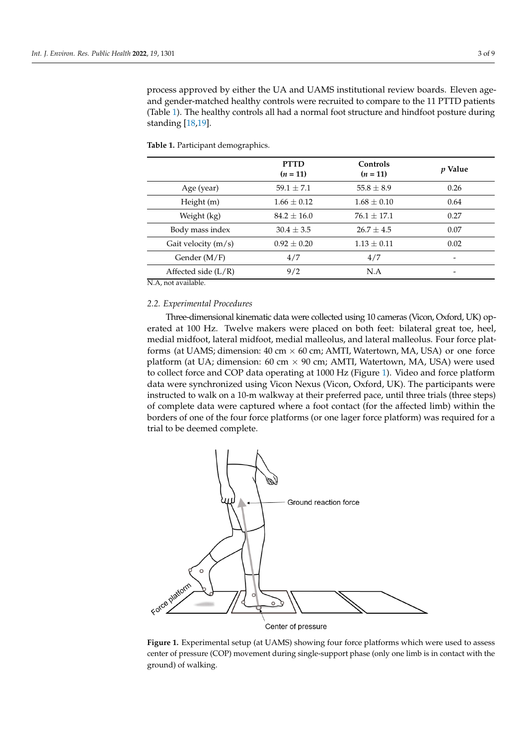process approved by either the UA and UAMS institutional review boards. Eleven age- and gender-matched healthy controls were recruited to compare to the 11 PTTD patients (Table 1). The healthy controls all had a normal foot structure and hindfoot posture during standing [18,19].

**Table 1.** Participant demographics.

| | PTTD ($n$ = 11) | Controls ($n$ = 11) | $p$ Value |
|---|---|---|---|
| Age (year) | 59.1 ± 7.1 | 55.8 ± 8.9 | 0.26 |
| Height (m) | 1.66 ± 0.12 | 1.68 ± 0.10 | 0.64 |
| Weight (kg) | 84.2 ± 16.0 | 76.1 ± 17.1 | 0.27 |
| Body mass index | 30.4 ± 3.5 | 26.7 ± 4.5 | 0.07 |
| Gait velocity (m/s) | 0.92 ± 0.20 | 1.13 ± 0.11 | 0.02 |
| Gender (M/F) | 4/7 | 4/7 | - |
| Affected side (L/R) | 9/2 | N.A | - |

N.A, not available.

### 2.2. Experimental Procedures

Three-dimensional kinematic data were collected using 10 cameras (Vicon, Oxford, UK) operated at 100 Hz. Twelve makers were placed on both feet: bilateral great toe, heel, medial midfoot, lateral midfoot, medial malleolus, and lateral malleolus. Four force platforms (at UAMS; dimension: 40 cm × 60 cm; AMTI, Watertown, MA, USA) or one force platform (at UA; dimension: 60 cm × 90 cm; AMTI, Watertown, MA, USA) were used to collect force and COP data operating at 1000 Hz (Figure 1). Video and force platform data were synchronized using Vicon Nexus (Vicon, Oxford, UK). The participants were instructed to walk on a 10-m walkway at their preferred pace, until three trials (three steps) of complete data were captured where a foot contact (for the affected limb) within the borders of one of the four force platforms (or one lager force platform) was required for a trial to be deemed complete.

**Figure 1.** Experimental setup (at UAMS) showing four force platforms which were used to assess center of pressure (COP) movement during single-support phase (only one limb is in contact with the ground) of walking.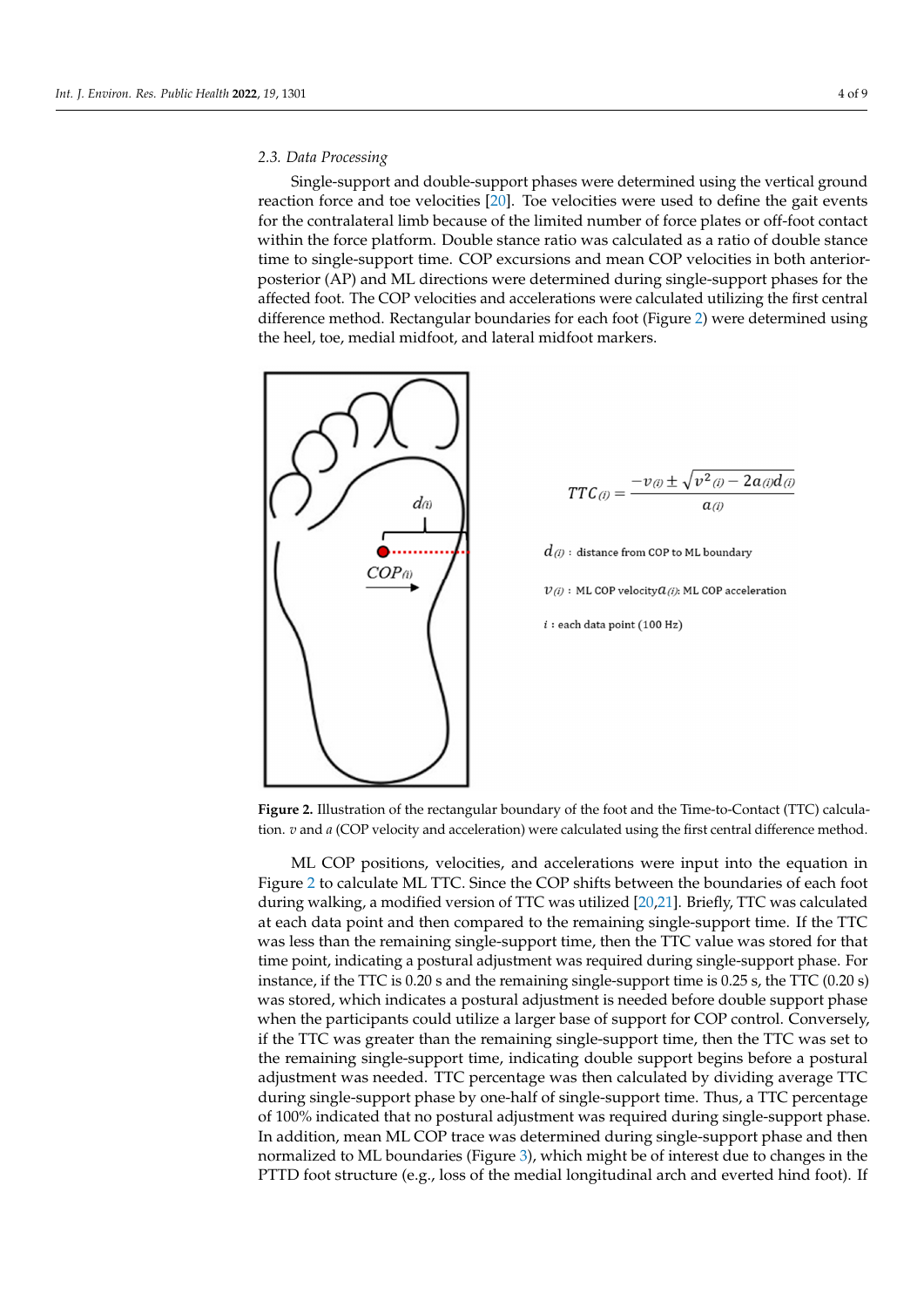### 2.3. Data Processing

Single-support and double-support phases were determined using the vertical ground reaction force and toe velocities [20]. Toe velocities were used to define the gait events for the contralateral limb because of the limited number of force plates or off-foot contact within the force platform. Double stance ratio was calculated as a ratio of double stance time to single-support time. COP excursions and mean COP velocities in both anterior-posterior (AP) and ML directions were determined during single-support phases for the affected foot. The COP velocities and accelerations were calculated utilizing the first central difference method. Rectangular boundaries for each foot (Figure 2) were determined using the heel, toe, medial midfoot, and lateral midfoot markers.

$$TTC_{(i)} = \frac{-v_{(i)} \pm \sqrt{v^2_{(i)} - 2a_{(i)}d_{(i)}}}{a_{(i)}}$$

$d_{(i)}$ : distance from COP to ML boundary

$v_{(i)}$ : ML COP velocity $a_{(i)}$: ML COP acceleration

$i$ : each data point (100 Hz)

**Figure 2.** Illustration of the rectangular boundary of the foot and the Time-to-Contact (TTC) calculation. $v$ and $a$ (COP velocity and acceleration) were calculated using the first central difference method.

ML COP positions, velocities, and accelerations were input into the equation in Figure 2 to calculate ML TTC. Since the COP shifts between the boundaries of each foot during walking, a modified version of TTC was utilized [20,21]. Briefly, TTC was calculated at each data point and then compared to the remaining single-support time. If the TTC was less than the remaining single-support time, then the TTC value was stored for that time point, indicating a postural adjustment was required during single-support phase. For instance, if the TTC is 0.20 s and the remaining single-support time is 0.25 s, the TTC (0.20 s) was stored, which indicates a postural adjustment is needed before double support phase when the participants could utilize a larger base of support for COP control. Conversely, if the TTC was greater than the remaining single-support time, then the TTC was set to the remaining single-support time, indicating double support begins before a postural adjustment was needed. TTC percentage was then calculated by dividing average TTC during single-support phase by one-half of single-support time. Thus, a TTC percentage of 100% indicated that no postural adjustment was required during single-support phase. In addition, mean ML COP trace was determined during single-support phase and then normalized to ML boundaries (Figure 3), which might be of interest due to changes in the PTTD foot structure (e.g., loss of the medial longitudinal arch and everted hind foot). If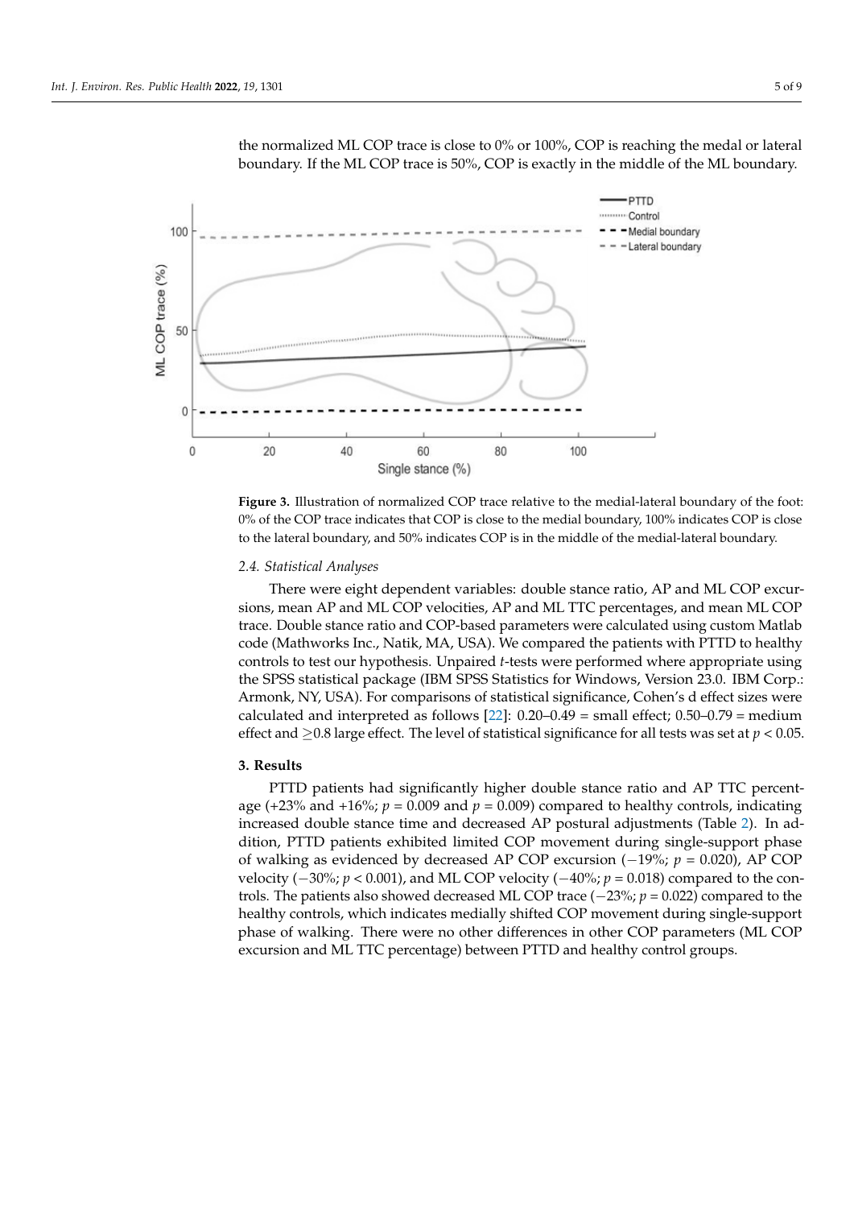the normalized ML COP trace is close to 0% or 100%, COP is reaching the medal or lateral boundary. If the ML COP trace is 50%, COP is exactly in the middle of the ML boundary.

**Figure 3.** Illustration of normalized COP trace relative to the medial-lateral boundary of the foot: 0% of the COP trace indicates that COP is close to the medial boundary, 100% indicates COP is close to the lateral boundary, and 50% indicates COP is in the middle of the medial-lateral boundary.

### 2.4. Statistical Analyses

There were eight dependent variables: double stance ratio, AP and ML COP excursions, mean AP and ML COP velocities, AP and ML TTC percentages, and mean ML COP trace. Double stance ratio and COP-based parameters were calculated using custom Matlab code (Mathworks Inc., Natik, MA, USA). We compared the patients with PTTD to healthy controls to test our hypothesis. Unpaired *t*-tests were performed where appropriate using the SPSS statistical package (IBM SPSS Statistics for Windows, Version 23.0. IBM Corp.: Armonk, NY, USA). For comparisons of statistical significance, Cohen's d effect sizes were calculated and interpreted as follows [22]: 0.20–0.49 = small effect; 0.50–0.79 = medium effect and ≥0.8 large effect. The level of statistical significance for all tests was set at $p < 0.05$.

## 3. Results

PTTD patients had significantly higher double stance ratio and AP TTC percentage (+23% and +16%; $p = 0.009$ and $p = 0.009$) compared to healthy controls, indicating increased double stance time and decreased AP postural adjustments (Table 2). In addition, PTTD patients exhibited limited COP movement during single-support phase of walking as evidenced by decreased AP COP excursion (−19%; $p = 0.020$), AP COP velocity (−30%; $p < 0.001$), and ML COP velocity (−40%; $p = 0.018$) compared to the controls. The patients also showed decreased ML COP trace (−23%; $p = 0.022$) compared to the healthy controls, which indicates medially shifted COP movement during single-support phase of walking. There were no other differences in other COP parameters (ML COP excursion and ML TTC percentage) between PTTD and healthy control groups.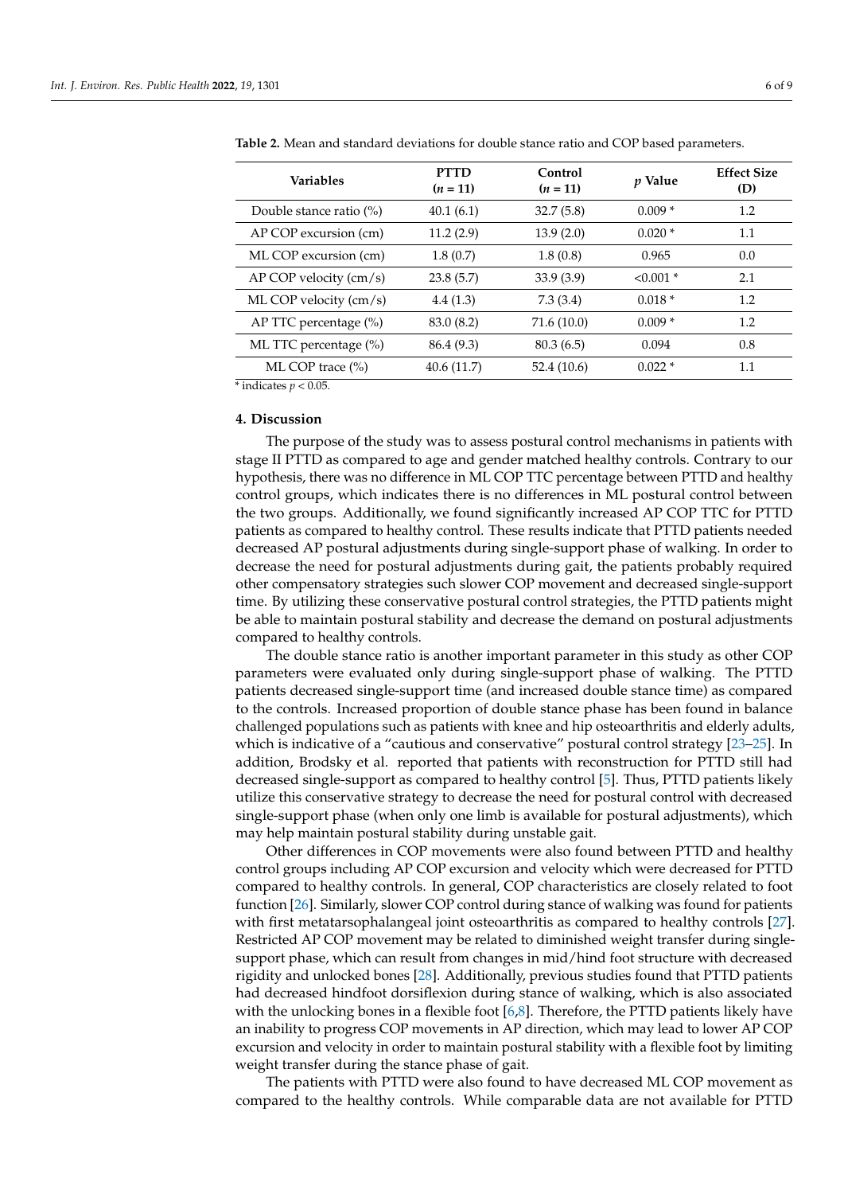**Table 2.** Mean and standard deviations for double stance ratio and COP based parameters.

| Variables | PTTD ($n$ = 11) | Control ($n$ = 11) | $p$ Value | Effect Size (D) |
|---|---|---|---|---|
| Double stance ratio (%) | 40.1 (6.1) | 32.7 (5.8) | 0.009 * | 1.2 |
| AP COP excursion (cm) | 11.2 (2.9) | 13.9 (2.0) | 0.020 * | 1.1 |
| ML COP excursion (cm) | 1.8 (0.7) | 1.8 (0.8) | 0.965 | 0.0 |
| AP COP velocity (cm/s) | 23.8 (5.7) | 33.9 (3.9) | <0.001 * | 2.1 |
| ML COP velocity (cm/s) | 4.4 (1.3) | 7.3 (3.4) | 0.018 * | 1.2 |
| AP TTC percentage (%) | 83.0 (8.2) | 71.6 (10.0) | 0.009 * | 1.2 |
| ML TTC percentage (%) | 86.4 (9.3) | 80.3 (6.5) | 0.094 | 0.8 |
| ML COP trace (%) | 40.6 (11.7) | 52.4 (10.6) | 0.022 * | 1.1 |

* indicates $p < 0.05$.

## 4. Discussion

The purpose of the study was to assess postural control mechanisms in patients with stage II PTTD as compared to age and gender matched healthy controls. Contrary to our hypothesis, there was no difference in ML COP TTC percentage between PTTD and healthy control groups, which indicates there is no differences in ML postural control between the two groups. Additionally, we found significantly increased AP COP TTC for PTTD patients as compared to healthy control. These results indicate that PTTD patients needed decreased AP postural adjustments during single-support phase of walking. In order to decrease the need for postural adjustments during gait, the patients probably required other compensatory strategies such slower COP movement and decreased single-support time. By utilizing these conservative postural control strategies, the PTTD patients might be able to maintain postural stability and decrease the demand on postural adjustments compared to healthy controls.

The double stance ratio is another important parameter in this study as other COP parameters were evaluated only during single-support phase of walking. The PTTD patients decreased single-support time (and increased double stance time) as compared to the controls. Increased proportion of double stance phase has been found in balance challenged populations such as patients with knee and hip osteoarthritis and elderly adults, which is indicative of a "cautious and conservative" postural control strategy [23–25]. In addition, Brodsky et al. reported that patients with reconstruction for PTTD still had decreased single-support as compared to healthy control [5]. Thus, PTTD patients likely utilize this conservative strategy to decrease the need for postural control with decreased single-support phase (when only one limb is available for postural adjustments), which may help maintain postural stability during unstable gait.

Other differences in COP movements were also found between PTTD and healthy control groups including AP COP excursion and velocity which were decreased for PTTD compared to healthy controls. In general, COP characteristics are closely related to foot function [26]. Similarly, slower COP control during stance of walking was found for patients with first metatarsophalangeal joint osteoarthritis as compared to healthy controls [27]. Restricted AP COP movement may be related to diminished weight transfer during single-support phase, which can result from changes in mid/hind foot structure with decreased rigidity and unlocked bones [28]. Additionally, previous studies found that PTTD patients had decreased hindfoot dorsiflexion during stance of walking, which is also associated with the unlocking bones in a flexible foot [6,8]. Therefore, the PTTD patients likely have an inability to progress COP movements in AP direction, which may lead to lower AP COP excursion and velocity in order to maintain postural stability with a flexible foot by limiting weight transfer during the stance phase of gait.

The patients with PTTD were also found to have decreased ML COP movement as compared to the healthy controls. While comparable data are not available for PTTD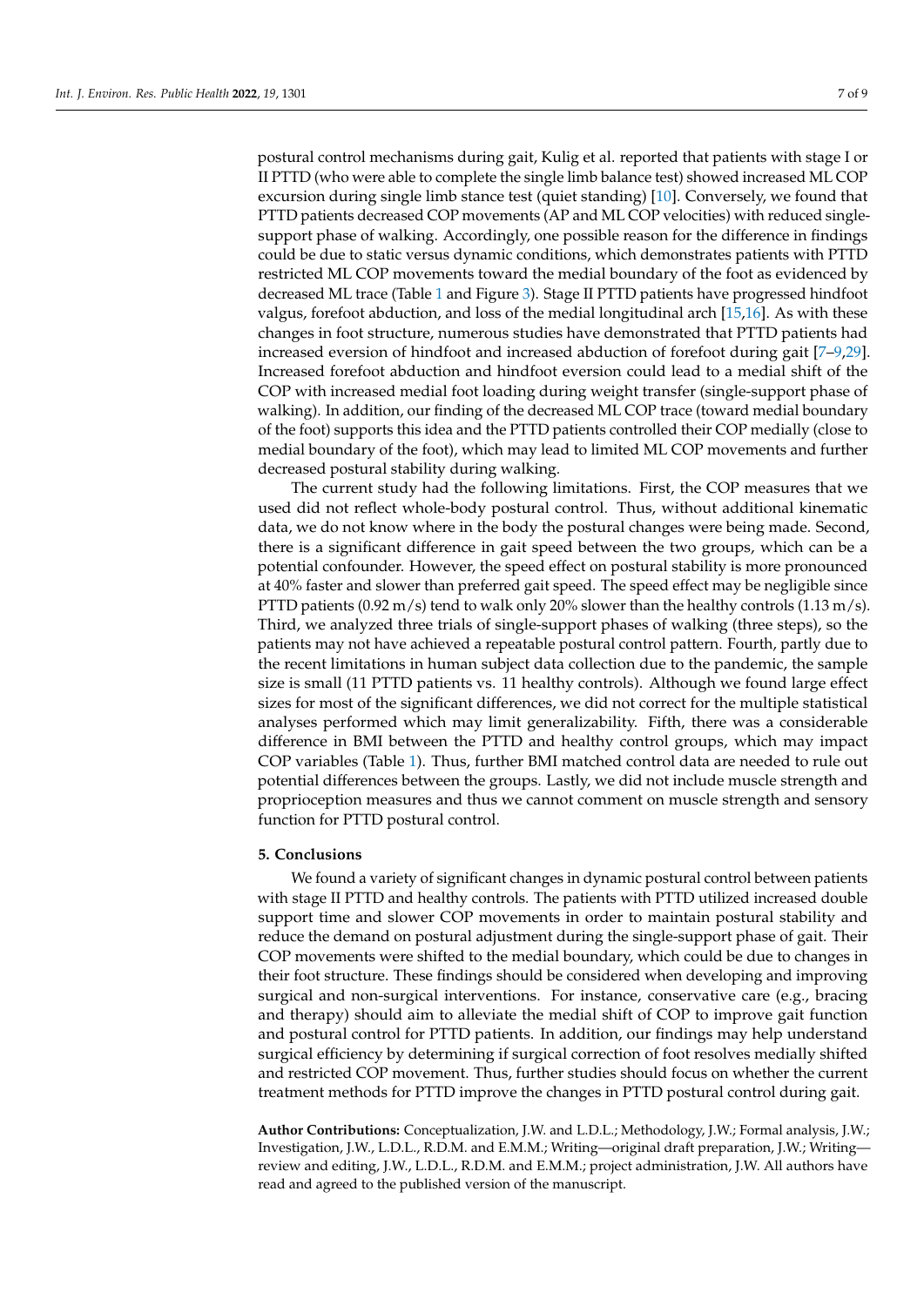postural control mechanisms during gait, Kulig et al. reported that patients with stage I or II PTTD (who were able to complete the single limb balance test) showed increased ML COP excursion during single limb stance test (quiet standing) [10]. Conversely, we found that PTTD patients decreased COP movements (AP and ML COP velocities) with reduced single-support phase of walking. Accordingly, one possible reason for the difference in findings could be due to static versus dynamic conditions, which demonstrates patients with PTTD restricted ML COP movements toward the medial boundary of the foot as evidenced by decreased ML trace (Table 1 and Figure 3). Stage II PTTD patients have progressed hindfoot valgus, forefoot abduction, and loss of the medial longitudinal arch [15,16]. As with these changes in foot structure, numerous studies have demonstrated that PTTD patients had increased eversion of hindfoot and increased abduction of forefoot during gait [7–9,29]. Increased forefoot abduction and hindfoot eversion could lead to a medial shift of the COP with increased medial foot loading during weight transfer (single-support phase of walking). In addition, our finding of the decreased ML COP trace (toward medial boundary of the foot) supports this idea and the PTTD patients controlled their COP medially (close to medial boundary of the foot), which may lead to limited ML COP movements and further decreased postural stability during walking.

The current study had the following limitations. First, the COP measures that we used did not reflect whole-body postural control. Thus, without additional kinematic data, we do not know where in the body the postural changes were being made. Second, there is a significant difference in gait speed between the two groups, which can be a potential confounder. However, the speed effect on postural stability is more pronounced at 40% faster and slower than preferred gait speed. The speed effect may be negligible since PTTD patients (0.92 m/s) tend to walk only 20% slower than the healthy controls (1.13 m/s). Third, we analyzed three trials of single-support phases of walking (three steps), so the patients may not have achieved a repeatable postural control pattern. Fourth, partly due to the recent limitations in human subject data collection due to the pandemic, the sample size is small (11 PTTD patients vs. 11 healthy controls). Although we found large effect sizes for most of the significant differences, we did not correct for the multiple statistical analyses performed which may limit generalizability. Fifth, there was a considerable difference in BMI between the PTTD and healthy control groups, which may impact COP variables (Table 1). Thus, further BMI matched control data are needed to rule out potential differences between the groups. Lastly, we did not include muscle strength and proprioception measures and thus we cannot comment on muscle strength and sensory function for PTTD postural control.

## 5. Conclusions

We found a variety of significant changes in dynamic postural control between patients with stage II PTTD and healthy controls. The patients with PTTD utilized increased double support time and slower COP movements in order to maintain postural stability and reduce the demand on postural adjustment during the single-support phase of gait. Their COP movements were shifted to the medial boundary, which could be due to changes in their foot structure. These findings should be considered when developing and improving surgical and non-surgical interventions. For instance, conservative care (e.g., bracing and therapy) should aim to alleviate the medial shift of COP to improve gait function and postural control for PTTD patients. In addition, our findings may help understand surgical efficiency by determining if surgical correction of foot resolves medially shifted and restricted COP movement. Thus, further studies should focus on whether the current treatment methods for PTTD improve the changes in PTTD postural control during gait.

**Author Contributions:** Conceptualization, J.W. and L.D.L.; Methodology, J.W.; Formal analysis, J.W.; Investigation, J.W., L.D.L., R.D.M. and E.M.M.; Writing—original draft preparation, J.W.; Writing—review and editing, J.W., L.D.L., R.D.M. and E.M.M.; project administration, J.W. All authors have read and agreed to the published version of the manuscript.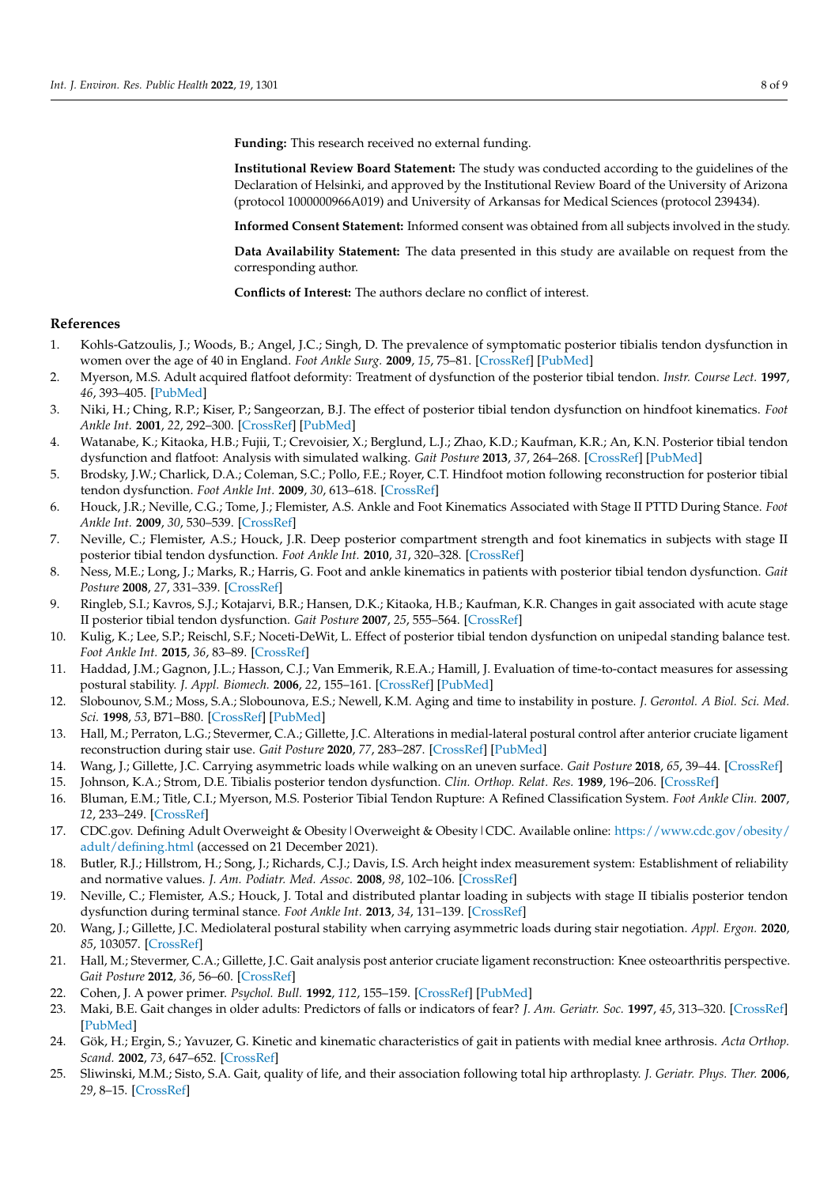**Funding:** This research received no external funding.

**Institutional Review Board Statement:** The study was conducted according to the guidelines of the Declaration of Helsinki, and approved by the Institutional Review Board of the University of Arizona (protocol 1000000966A019) and University of Arkansas for Medical Sciences (protocol 239434).

**Informed Consent Statement:** Informed consent was obtained from all subjects involved in the study.

**Data Availability Statement:** The data presented in this study are available on request from the corresponding author.

**Conflicts of Interest:** The authors declare no conflict of interest.

## References

1. Kohls-Gatzoulis, J.; Woods, B.; Angel, J.C.; Singh, D. The prevalence of symptomatic posterior tibialis tendon dysfunction in women over the age of 40 in England. *Foot Ankle Surg.* **2009**, *15*, 75–81. [CrossRef] [PubMed]
2. Myerson, M.S. Adult acquired flatfoot deformity: Treatment of dysfunction of the posterior tibial tendon. *Instr. Course Lect.* **1997**, *46*, 393–405. [PubMed]
3. Niki, H.; Ching, R.P.; Kiser, P.; Sangeorzan, B.J. The effect of posterior tibial tendon dysfunction on hindfoot kinematics. *Foot Ankle Int.* **2001**, *22*, 292–300. [CrossRef] [PubMed]
4. Watanabe, K.; Kitaoka, H.B.; Fujii, T.; Crevoisier, X.; Berglund, L.J.; Zhao, K.D.; Kaufman, K.R.; An, K.N. Posterior tibial tendon dysfunction and flatfoot: Analysis with simulated walking. *Gait Posture* **2013**, *37*, 264–268. [CrossRef] [PubMed]
5. Brodsky, J.W.; Charlick, D.A.; Coleman, S.C.; Pollo, F.E.; Royer, C.T. Hindfoot motion following reconstruction for posterior tibial tendon dysfunction. *Foot Ankle Int.* **2009**, *30*, 613–618. [CrossRef]
6. Houck, J.R.; Neville, C.G.; Tome, J.; Flemister, A.S. Ankle and Foot Kinematics Associated with Stage II PTTD During Stance. *Foot Ankle Int.* **2009**, *30*, 530–539. [CrossRef]
7. Neville, C.; Flemister, A.S.; Houck, J.R. Deep posterior compartment strength and foot kinematics in subjects with stage II posterior tibial tendon dysfunction. *Foot Ankle Int.* **2010**, *31*, 320–328. [CrossRef]
8. Ness, M.E.; Long, J.; Marks, R.; Harris, G. Foot and ankle kinematics in patients with posterior tibial tendon dysfunction. *Gait Posture* **2008**, *27*, 331–339. [CrossRef]
9. Ringleb, S.I.; Kavros, S.J.; Kotajarvi, B.R.; Hansen, D.K.; Kitaoka, H.B.; Kaufman, K.R. Changes in gait associated with acute stage II posterior tibial tendon dysfunction. *Gait Posture* **2007**, *25*, 555–564. [CrossRef]
10. Kulig, K.; Lee, S.P.; Reischl, S.F.; Noceti-DeWit, L. Effect of posterior tibial tendon dysfunction on unipedal standing balance test. *Foot Ankle Int.* **2015**, *36*, 83–89. [CrossRef]
11. Haddad, J.M.; Gagnon, J.L.; Hasson, C.J.; Van Emmerik, R.E.A.; Hamill, J. Evaluation of time-to-contact measures for assessing postural stability. *J. Appl. Biomech.* **2006**, *22*, 155–161. [CrossRef] [PubMed]
12. Slobounov, S.M.; Moss, S.A.; Slobounova, E.S.; Newell, K.M. Aging and time to instability in posture. *J. Gerontol. A Biol. Sci. Med. Sci.* **1998**, *53*, B71–B80. [CrossRef] [PubMed]
13. Hall, M.; Perraton, L.G.; Stevermer, C.A.; Gillette, J.C. Alterations in medial-lateral postural control after anterior cruciate ligament reconstruction during stair use. *Gait Posture* **2020**, *77*, 283–287. [CrossRef] [PubMed]
14. Wang, J.; Gillette, J.C. Carrying asymmetric loads while walking on an uneven surface. *Gait Posture* **2018**, *65*, 39–44. [CrossRef]
15. Johnson, K.A.; Strom, D.E. Tibialis posterior tendon dysfunction. *Clin. Orthop. Relat. Res.* **1989**, 196–206. [CrossRef]
16. Bluman, E.M.; Title, C.I.; Myerson, M.S. Posterior Tibial Tendon Rupture: A Refined Classification System. *Foot Ankle Clin.* **2007**, *12*, 233–249. [CrossRef]
17. CDC.gov. Defining Adult Overweight & Obesity | Overweight & Obesity | CDC. Available online: https://www.cdc.gov/obesity/adult/defining.html (accessed on 21 December 2021).
18. Butler, R.J.; Hillstrom, H.; Song, J.; Richards, C.J.; Davis, I.S. Arch height index measurement system: Establishment of reliability and normative values. *J. Am. Podiatr. Med. Assoc.* **2008**, *98*, 102–106. [CrossRef]
19. Neville, C.; Flemister, A.S.; Houck, J. Total and distributed plantar loading in subjects with stage II tibialis posterior tendon dysfunction during terminal stance. *Foot Ankle Int.* **2013**, *34*, 131–139. [CrossRef]
20. Wang, J.; Gillette, J.C. Mediolateral postural stability when carrying asymmetric loads during stair negotiation. *Appl. Ergon.* **2020**, *85*, 103057. [CrossRef]
21. Hall, M.; Stevermer, C.A.; Gillette, J.C. Gait analysis post anterior cruciate ligament reconstruction: Knee osteoarthritis perspective. *Gait Posture* **2012**, *36*, 56–60. [CrossRef]
22. Cohen, J. A power primer. *Psychol. Bull.* **1992**, *112*, 155–159. [CrossRef] [PubMed]
23. Maki, B.E. Gait changes in older adults: Predictors of falls or indicators of fear? *J. Am. Geriatr. Soc.* **1997**, *45*, 313–320. [CrossRef] [PubMed]
24. Gök, H.; Ergin, S.; Yavuzer, G. Kinetic and kinematic characteristics of gait in patients with medial knee arthrosis. *Acta Orthop. Scand.* **2002**, *73*, 647–652. [CrossRef]
25. Sliwinski, M.M.; Sisto, S.A. Gait, quality of life, and their association following total hip arthroplasty. *J. Geriatr. Phys. Ther.* **2006**, *29*, 8–15. [CrossRef]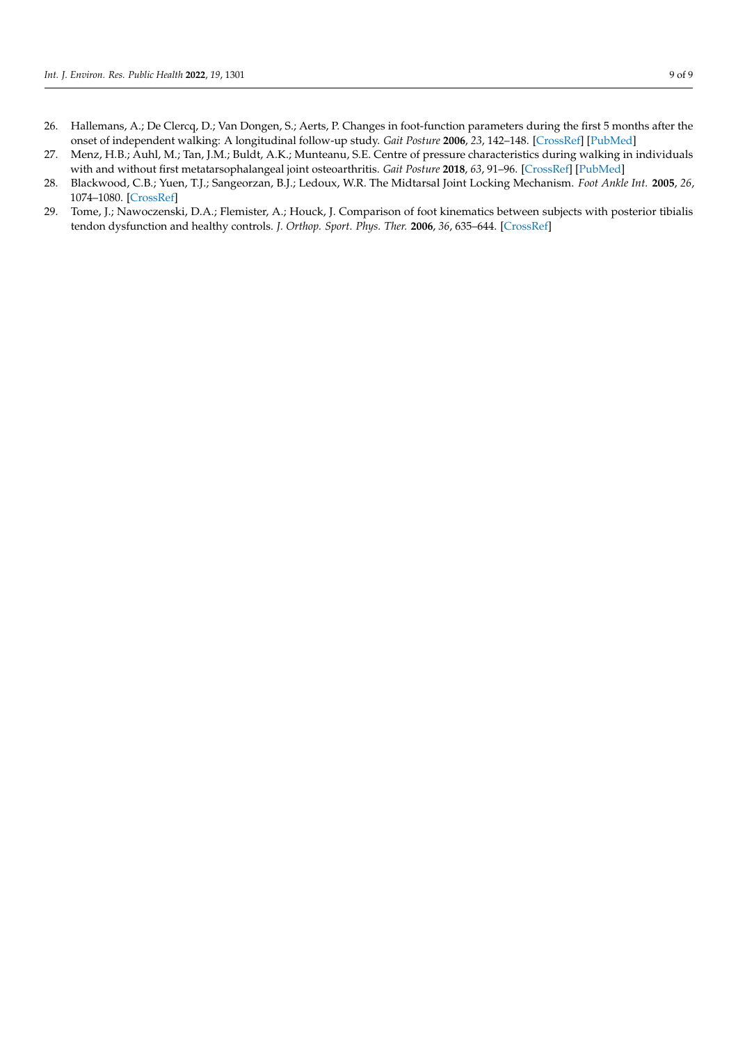26. Hallemans, A.; De Clercq, D.; Van Dongen, S.; Aerts, P. Changes in foot-function parameters during the first 5 months after the onset of independent walking: A longitudinal follow-up study. *Gait Posture* **2006**, *23*, 142–148. [CrossRef] [PubMed]
27. Menz, H.B.; Auhl, M.; Tan, J.M.; Buldt, A.K.; Munteanu, S.E. Centre of pressure characteristics during walking in individuals with and without first metatarsophalangeal joint osteoarthritis. *Gait Posture* **2018**, *63*, 91–96. [CrossRef] [PubMed]
28. Blackwood, C.B.; Yuen, T.J.; Sangeorzan, B.J.; Ledoux, W.R. The Midtarsal Joint Locking Mechanism. *Foot Ankle Int.* **2005**, *26*, 1074–1080. [CrossRef]
29. Tome, J.; Nawoczenski, D.A.; Flemister, A.; Houck, J. Comparison of foot kinematics between subjects with posterior tibialis tendon dysfunction and healthy controls. *J. Orthop. Sport. Phys. Ther.* **2006**, *36*, 635–644. [CrossRef]